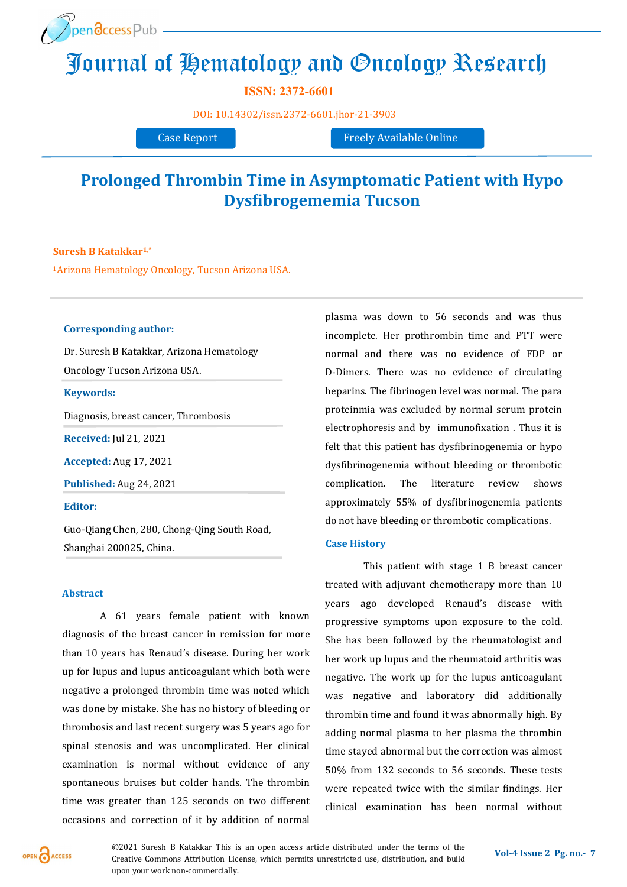# Journal of Hematology and Oncology Research

**ISSN: 2372-6601**

DOI: 10.14302/issn.2372-6601.jhor-21-3903

Case Report | Freely Available Online

## Prolonged Thrombin Time in Asymptomatic Patient with Hypo Dysfibrogememia Tucson

**Suresh B Katakkar**[1,*]

[1]Arizona Hematology Oncology, Tucson Arizona USA.

**Corresponding author:**

Dr. Suresh B Katakkar, Arizona Hematology Oncology Tucson Arizona USA.

**Keywords:**

Diagnosis, breast cancer, Thrombosis

**Received:** Jul 21, 2021

**Accepted:** Aug 17, 2021

**Published:** Aug 24, 2021

**Editor:**

Guo-Qiang Chen, 280, Chong-Qing South Road, Shanghai 200025, China.

### Abstract

A 61 years female patient with known diagnosis of the breast cancer in remission for more than 10 years has Renaud's disease. During her work up for lupus and lupus anticoagulant which both were negative a prolonged thrombin time was noted which was done by mistake. She has no history of bleeding or thrombosis and last recent surgery was 5 years ago for spinal stenosis and was uncomplicated. Her clinical examination is normal without evidence of any spontaneous bruises but colder hands. The thrombin time was greater than 125 seconds on two different occasions and correction of it by addition of normal plasma was down to 56 seconds and was thus incomplete. Her prothrombin time and PTT were normal and there was no evidence of FDP or D-Dimers. There was no evidence of circulating heparins. The fibrinogen level was normal. The para proteinmia was excluded by normal serum protein electrophoresis and by immunofixation . Thus it is felt that this patient has dysfibrinogenemia or hypo dysfibrinogenemia without bleeding or thrombotic complication. The literature review shows approximately 55% of dysfibrinogenemia patients do not have bleeding or thrombotic complications.

### Case History

This patient with stage 1 B breast cancer treated with adjuvant chemotherapy more than 10 years ago developed Renaud's disease with progressive symptoms upon exposure to the cold. She has been followed by the rheumatologist and her work up lupus and the rheumatoid arthritis was negative. The work up for the lupus anticoagulant was negative and laboratory did additionally thrombin time and found it was abnormally high. By adding normal plasma to her plasma the thrombin time stayed abnormal but the correction was almost 50% from 132 seconds to 56 seconds. These tests were repeated twice with the similar findings. Her clinical examination has been normal without

©2021 Suresh B Katakkar This is an open access article distributed under the terms of the Creative Commons Attribution License, which permits unrestricted use, distribution, and build upon your work non-commercially.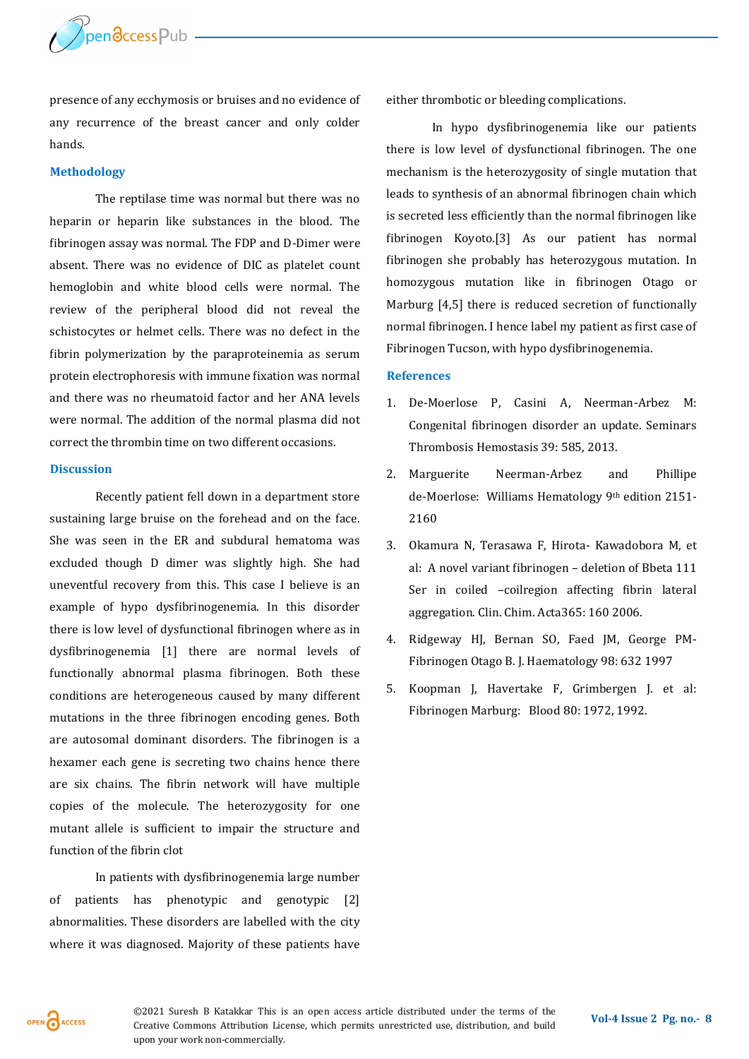presence of any ecchymosis or bruises and no evidence of any recurrence of the breast cancer and only colder hands.

## Methodology

The reptilase time was normal but there was no heparin or heparin like substances in the blood. The fibrinogen assay was normal. The FDP and D-Dimer were absent. There was no evidence of DIC as platelet count hemoglobin and white blood cells were normal. The review of the peripheral blood did not reveal the schistocytes or helmet cells. There was no defect in the fibrin polymerization by the paraproteinemia as serum protein electrophoresis with immune fixation was normal and there was no rheumatoid factor and her ANA levels were normal. The addition of the normal plasma did not correct the thrombin time on two different occasions.

## Discussion

Recently patient fell down in a department store sustaining large bruise on the forehead and on the face. She was seen in the ER and subdural hematoma was excluded though D dimer was slightly high. She had uneventful recovery from this. This case I believe is an example of hypo dysfibrinogenemia. In this disorder there is low level of dysfunctional fibrinogen where as in dysfibrinogenemia [1] there are normal levels of functionally abnormal plasma fibrinogen. Both these conditions are heterogeneous caused by many different mutations in the three fibrinogen encoding genes. Both are autosomal dominant disorders. The fibrinogen is a hexamer each gene is secreting two chains hence there are six chains. The fibrin network will have multiple copies of the molecule. The heterozygosity for one mutant allele is sufficient to impair the structure and function of the fibrin clot

In patients with dysfibrinogenemia large number of patients has phenotypic and genotypic [2] abnormalities. These disorders are labelled with the city where it was diagnosed. Majority of these patients have either thrombotic or bleeding complications.

In hypo dysfibrinogenemia like our patients there is low level of dysfunctional fibrinogen. The one mechanism is the heterozygosity of single mutation that leads to synthesis of an abnormal fibrinogen chain which is secreted less efficiently than the normal fibrinogen like fibrinogen Koyoto.[3] As our patient has normal fibrinogen she probably has heterozygous mutation. In homozygous mutation like in fibrinogen Otago or Marburg [4,5] there is reduced secretion of functionally normal fibrinogen. I hence label my patient as first case of Fibrinogen Tucson, with hypo dysfibrinogenemia.

## References

1. De-Moerlose P, Casini A, Neerman-Arbez M: Congenital fibrinogen disorder an update. Seminars Thrombosis Hemostasis 39: 585, 2013.
2. Marguerite Neerman-Arbez and Phillipe de-Moerlose: Williams Hematology 9th edition 2151-2160
3. Okamura N, Terasawa F, Hirota- Kawadobora M, et al: A novel variant fibrinogen – deletion of Bbeta 111 Ser in coiled –coilregion affecting fibrin lateral aggregation. Clin. Chim. Acta365: 160 2006.
4. Ridgeway HJ, Bernan SO, Faed JM, George PM- Fibrinogen Otago B. J. Haematology 98: 632 1997
5. Koopman J, Havertake F, Grimbergen J. et al: Fibrinogen Marburg: Blood 80: 1972, 1992.

©2021 Suresh B Katakkar This is an open access article distributed under the terms of the Creative Commons Attribution License, which permits unrestricted use, distribution, and build upon your work non-commercially.